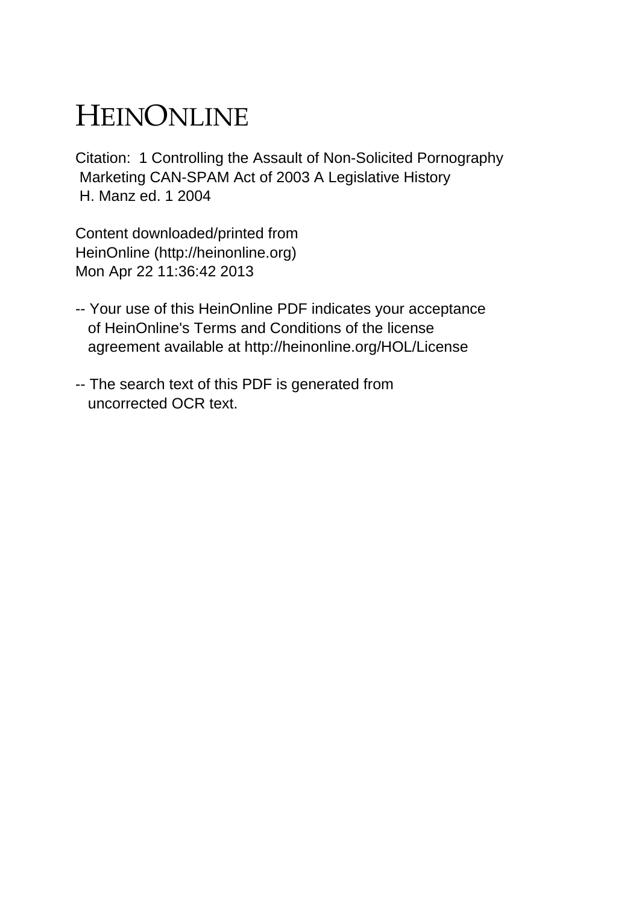# HEINONLINE

Citation: 1 Controlling the Assault of Non-Solicited Pornography Marketing CAN-SPAM Act of 2003 A Legislative History H. Manz ed. 1 2004

Content downloaded/printed from HeinOnline (http://heinonline.org) Mon Apr 22 11:36:42 2013

-- Your use of this HeinOnline PDF indicates your acceptance of HeinOnline's Terms and Conditions of the license agreement available at http://heinonline.org/HOL/License

-- The search text of this PDF is generated from uncorrected OCR text.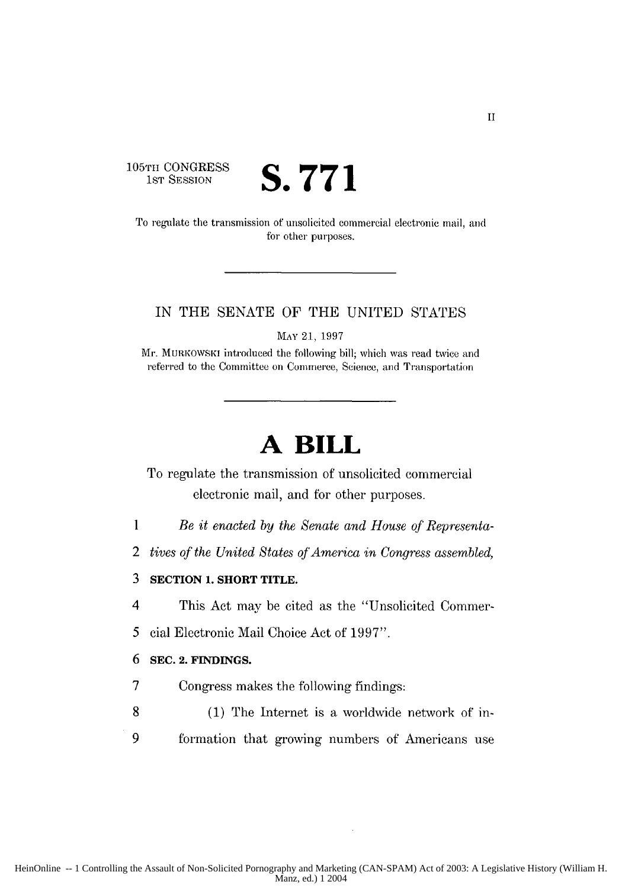105TH CONGRESS
1ST SESSION

# S. 771

To regulate the transmission of unsolicited commercial electronic mail, and for other purposes.

---

IN THE SENATE OF THE UNITED STATES

MAY 21, 1997

Mr. MURKOWSKI introduced the following bill; which was read twice and referred to the Committee on Commerce, Science, and Transportation

---

# A BILL

To regulate the transmission of unsolicited commercial electronic mail, and for other purposes.

1 *Be it enacted by the Senate and House of Representa-*
2 *tives of the United States of America in Congress assembled,*
3 **SECTION 1. SHORT TITLE.**
4 This Act may be cited as the "Unsolicited Commer-
5 cial Electronic Mail Choice Act of 1997".
6 **SEC. 2. FINDINGS.**
7 Congress makes the following findings:
8 (1) The Internet is a worldwide network of in-
9 formation that growing numbers of Americans use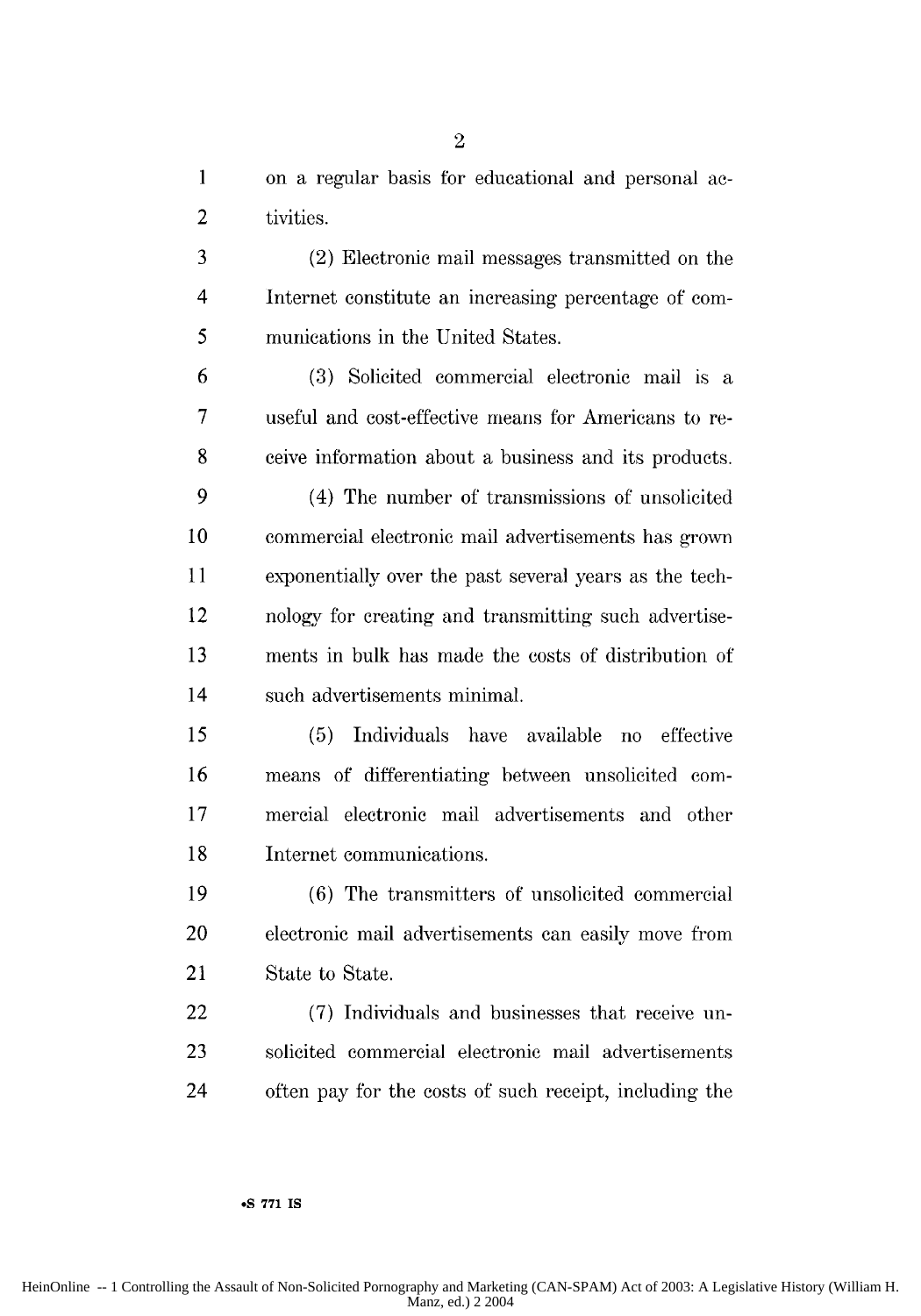on a regular basis for educational and personal activities.

(2) Electronic mail messages transmitted on the Internet constitute an increasing percentage of communications in the United States.

(3) Solicited commercial electronic mail is a useful and cost-effective means for Americans to receive information about a business and its products.

(4) The number of transmissions of unsolicited commercial electronic mail advertisements has grown exponentially over the past several years as the technology for creating and transmitting such advertisements in bulk has made the costs of distribution of such advertisements minimal.

(5) Individuals have available no effective means of differentiating between unsolicited commercial electronic mail advertisements and other Internet communications.

(6) The transmitters of unsolicited commercial electronic mail advertisements can easily move from State to State.

(7) Individuals and businesses that receive unsolicited commercial electronic mail advertisements often pay for the costs of such receipt, including the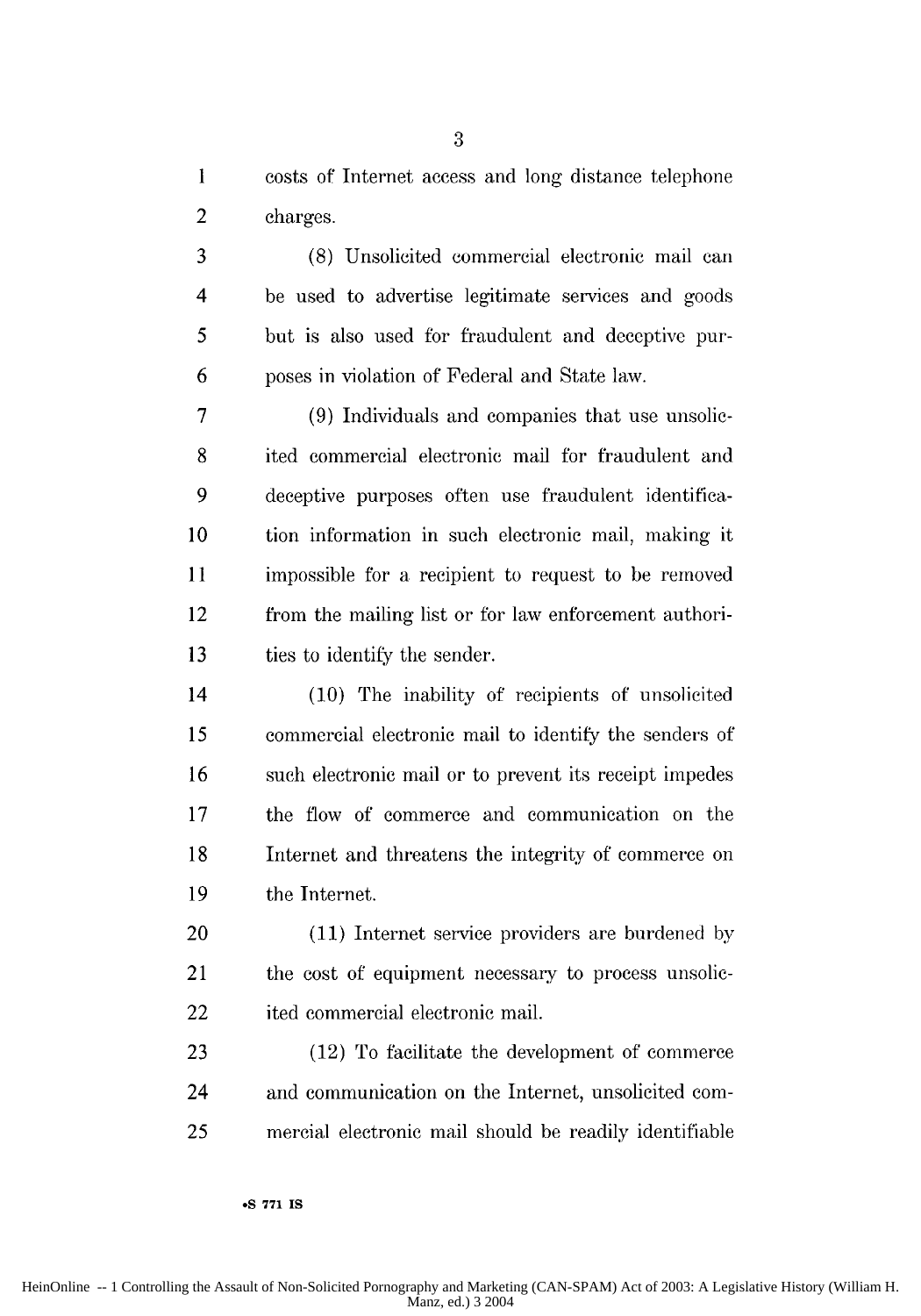costs of Internet access and long distance telephone charges.

(8) Unsolicited commercial electronic mail can be used to advertise legitimate services and goods but is also used for fraudulent and deceptive purposes in violation of Federal and State law.

(9) Individuals and companies that use unsolicited commercial electronic mail for fraudulent and deceptive purposes often use fraudulent identification information in such electronic mail, making it impossible for a recipient to request to be removed from the mailing list or for law enforcement authorities to identify the sender.

(10) The inability of recipients of unsolicited commercial electronic mail to identify the senders of such electronic mail or to prevent its receipt impedes the flow of commerce and communication on the Internet and threatens the integrity of commerce on the Internet.

(11) Internet service providers are burdened by the cost of equipment necessary to process unsolicited commercial electronic mail.

(12) To facilitate the development of commerce and communication on the Internet, unsolicited commercial electronic mail should be readily identifiable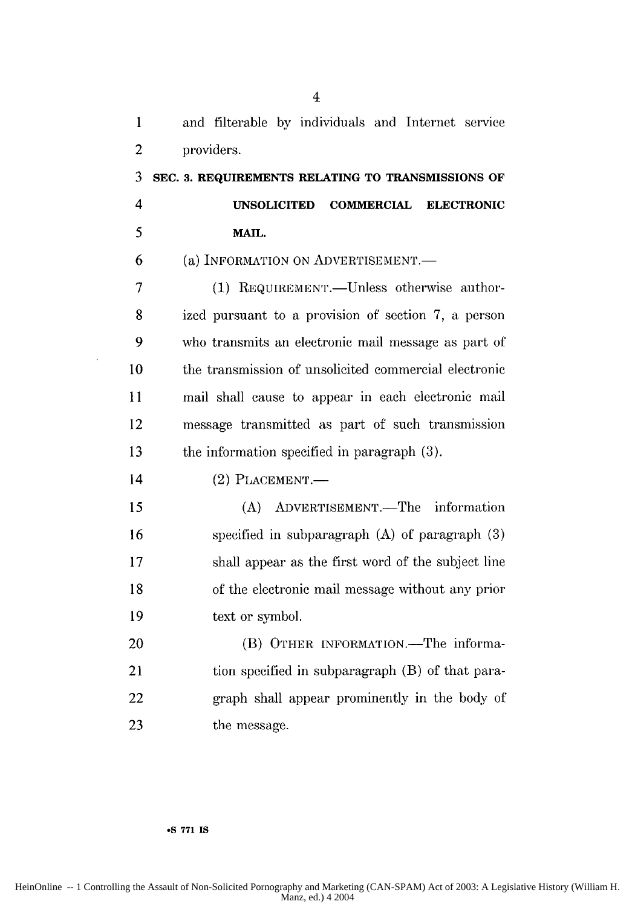and filterable by individuals and Internet service providers.

**SEC. 3. REQUIREMENTS RELATING TO TRANSMISSIONS OF UNSOLICITED COMMERCIAL ELECTRONIC MAIL.**

(a) INFORMATION ON ADVERTISEMENT.—

(1) REQUIREMENT.—Unless otherwise authorized pursuant to a provision of section 7, a person who transmits an electronic mail message as part of the transmission of unsolicited commercial electronic mail shall cause to appear in each electronic mail message transmitted as part of such transmission the information specified in paragraph (3).

(2) PLACEMENT.—

(A) ADVERTISEMENT.—The information specified in subparagraph (A) of paragraph (3) shall appear as the first word of the subject line of the electronic mail message without any prior text or symbol.

(B) OTHER INFORMATION.—The information specified in subparagraph (B) of that paragraph shall appear prominently in the body of the message.

•S 771 IS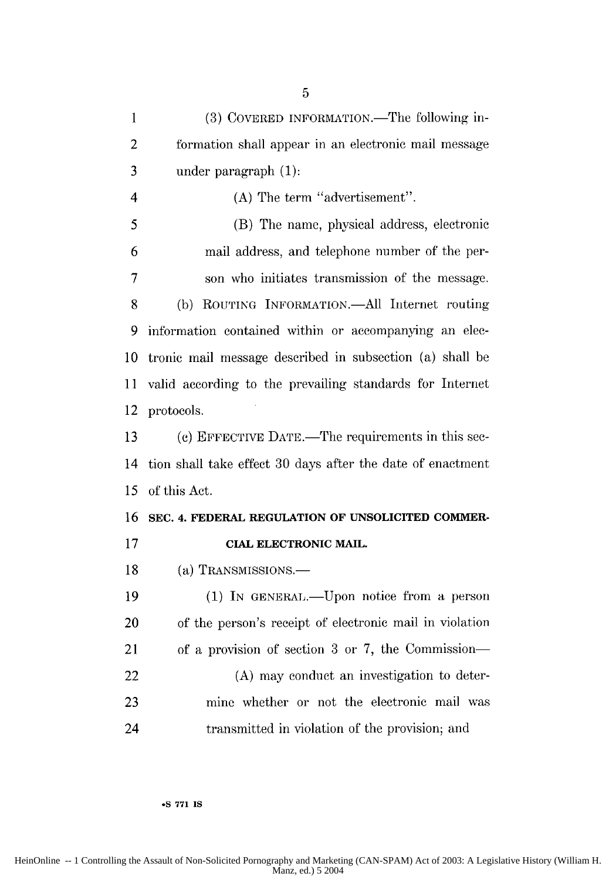(3) COVERED INFORMATION.—The following information shall appear in an electronic mail message under paragraph (1):

(A) The term "advertisement".

(B) The name, physical address, electronic mail address, and telephone number of the person who initiates transmission of the message.

(b) ROUTING INFORMATION.—All Internet routing information contained within or accompanying an electronic mail message described in subsection (a) shall be valid according to the prevailing standards for Internet protocols.

(c) EFFECTIVE DATE.—The requirements in this section shall take effect 30 days after the date of enactment of this Act.

## SEC. 4. FEDERAL REGULATION OF UNSOLICITED COMMERCIAL ELECTRONIC MAIL.

(a) TRANSMISSIONS.—

(1) IN GENERAL.—Upon notice from a person of the person's receipt of electronic mail in violation of a provision of section 3 or 7, the Commission—

(A) may conduct an investigation to determine whether or not the electronic mail was transmitted in violation of the provision; and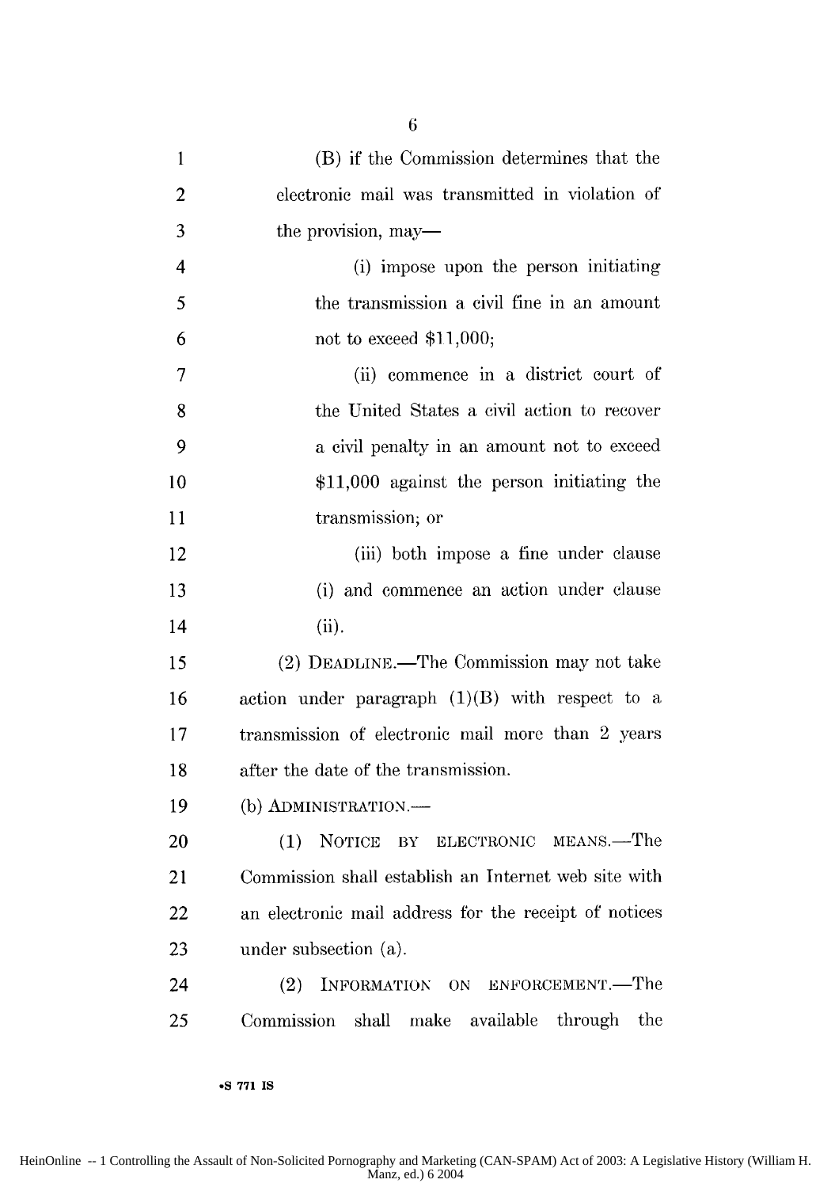(B) if the Commission determines that the electronic mail was transmitted in violation of the provision, may—

(i) impose upon the person initiating the transmission a civil fine in an amount not to exceed $11,000;

(ii) commence in a district court of the United States a civil action to recover a civil penalty in an amount not to exceed $11,000 against the person initiating the transmission; or

(iii) both impose a fine under clause (i) and commence an action under clause (ii).

(2) DEADLINE.—The Commission may not take action under paragraph (1)(B) with respect to a transmission of electronic mail more than 2 years after the date of the transmission.

(b) ADMINISTRATION.—

(1) NOTICE BY ELECTRONIC MEANS.—The Commission shall establish an Internet web site with an electronic mail address for the receipt of notices under subsection (a).

(2) INFORMATION ON ENFORCEMENT.—The Commission shall make available through the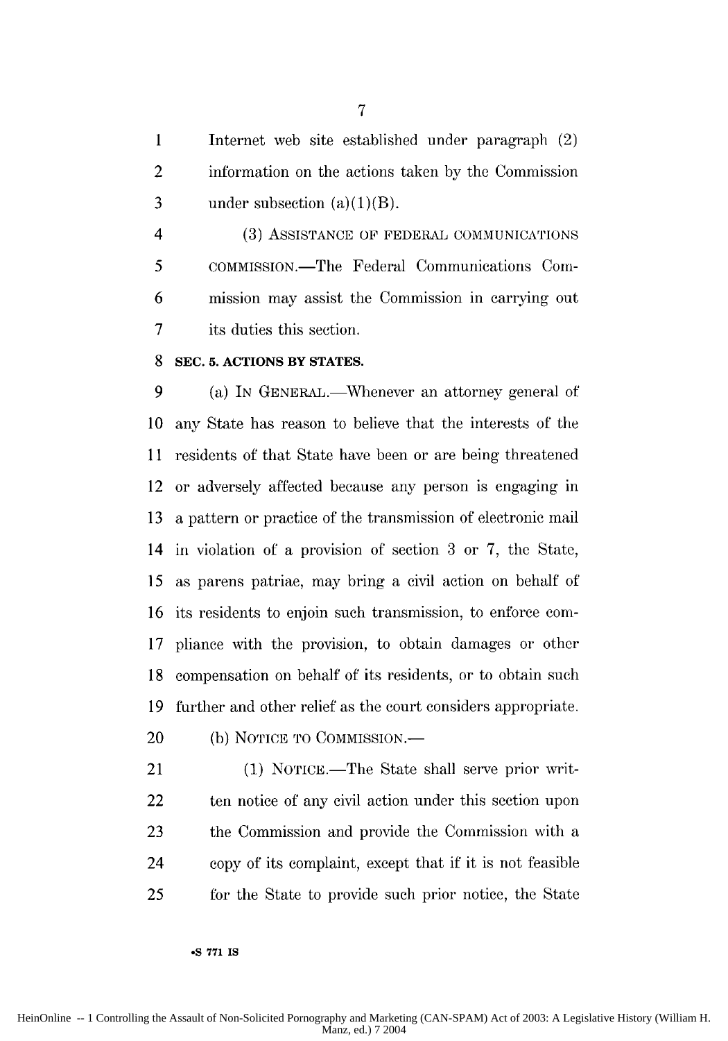Internet web site established under paragraph (2) information on the actions taken by the Commission under subsection (a)(1)(B).

(3) ASSISTANCE OF FEDERAL COMMUNICATIONS COMMISSION.—The Federal Communications Commission may assist the Commission in carrying out its duties this section.

**SEC. 5. ACTIONS BY STATES.**

(a) IN GENERAL.—Whenever an attorney general of any State has reason to believe that the interests of the residents of that State have been or are being threatened or adversely affected because any person is engaging in a pattern or practice of the transmission of electronic mail in violation of a provision of section 3 or 7, the State, as parens patriae, may bring a civil action on behalf of its residents to enjoin such transmission, to enforce compliance with the provision, to obtain damages or other compensation on behalf of its residents, or to obtain such further and other relief as the court considers appropriate.

(b) NOTICE TO COMMISSION.—

(1) NOTICE.—The State shall serve prior written notice of any civil action under this section upon the Commission and provide the Commission with a copy of its complaint, except that if it is not feasible for the State to provide such prior notice, the State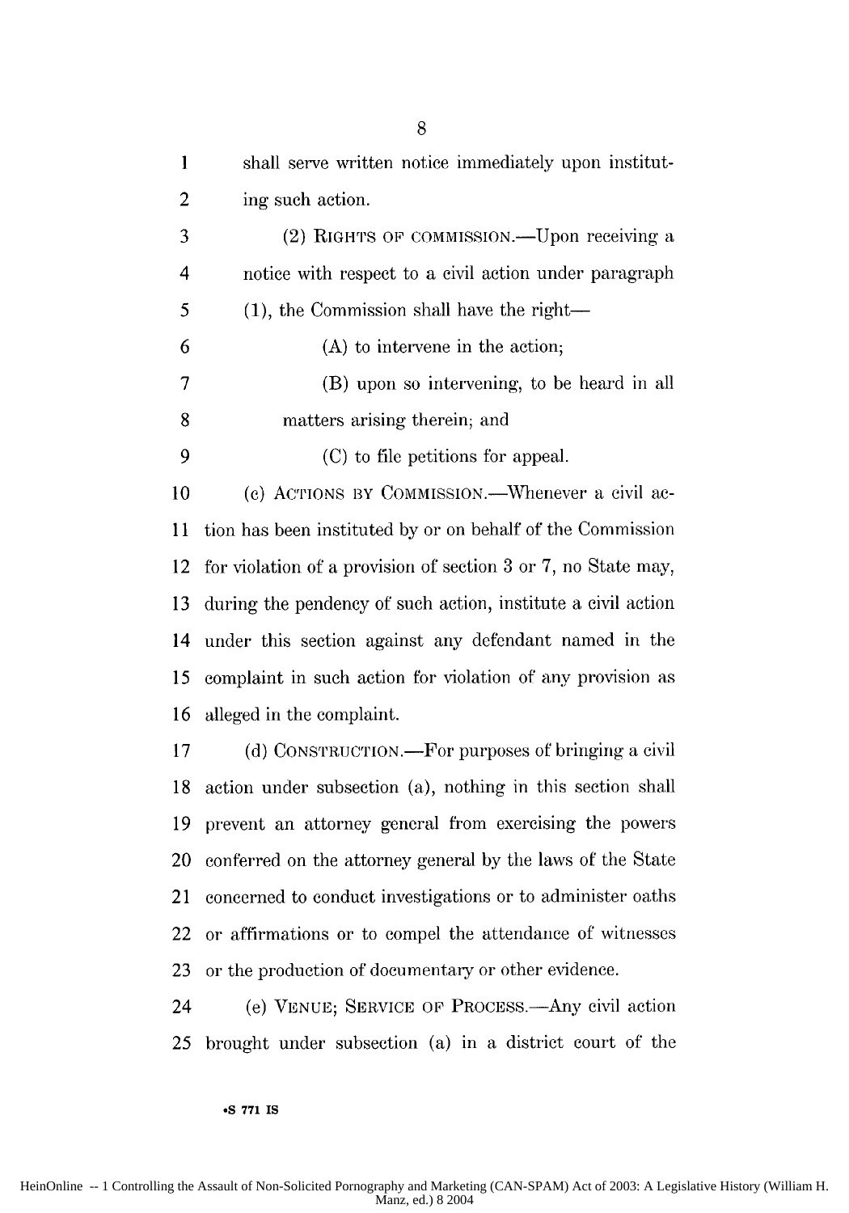shall serve written notice immediately upon instituting such action.

(2) RIGHTS OF COMMISSION.—Upon receiving a notice with respect to a civil action under paragraph (1), the Commission shall have the right—

(A) to intervene in the action;

(B) upon so intervening, to be heard in all matters arising therein; and

(C) to file petitions for appeal.

(c) ACTIONS BY COMMISSION.—Whenever a civil action has been instituted by or on behalf of the Commission for violation of a provision of section 3 or 7, no State may, during the pendency of such action, institute a civil action under this section against any defendant named in the complaint in such action for violation of any provision as alleged in the complaint.

(d) CONSTRUCTION.—For purposes of bringing a civil action under subsection (a), nothing in this section shall prevent an attorney general from exercising the powers conferred on the attorney general by the laws of the State concerned to conduct investigations or to administer oaths or affirmations or to compel the attendance of witnesses or the production of documentary or other evidence.

(e) VENUE; SERVICE OF PROCESS.—Any civil action brought under subsection (a) in a district court of the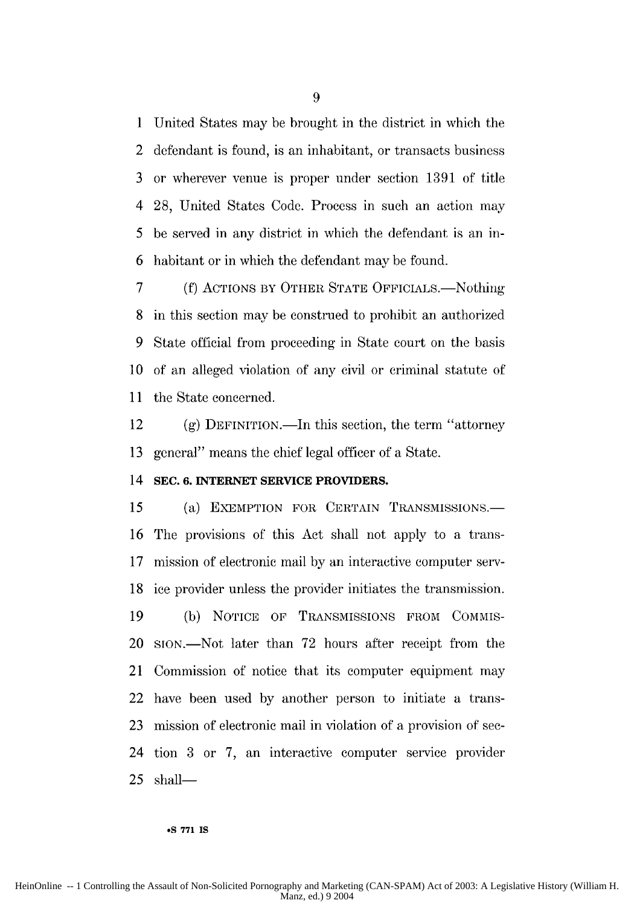United States may be brought in the district in which the defendant is found, is an inhabitant, or transacts business or wherever venue is proper under section 1391 of title 28, United States Code. Process in such an action may be served in any district in which the defendant is an inhabitant or in which the defendant may be found.

(f) ACTIONS BY OTHER STATE OFFICIALS.—Nothing in this section may be construed to prohibit an authorized State official from proceeding in State court on the basis of an alleged violation of any civil or criminal statute of the State concerned.

(g) DEFINITION.—In this section, the term "attorney general" means the chief legal officer of a State.

**SEC. 6. INTERNET SERVICE PROVIDERS.**

(a) EXEMPTION FOR CERTAIN TRANSMISSIONS.—The provisions of this Act shall not apply to a transmission of electronic mail by an interactive computer service provider unless the provider initiates the transmission.

(b) NOTICE OF TRANSMISSIONS FROM COMMISSION.—Not later than 72 hours after receipt from the Commission of notice that its computer equipment may have been used by another person to initiate a transmission of electronic mail in violation of a provision of section 3 or 7, an interactive computer service provider shall—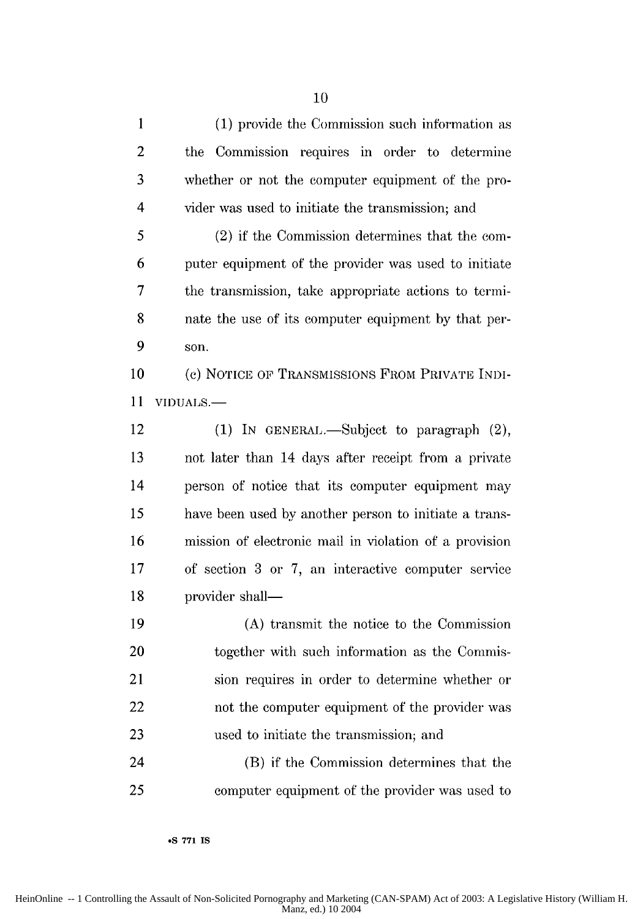(1) provide the Commission such information as the Commission requires in order to determine whether or not the computer equipment of the provider was used to initiate the transmission; and

(2) if the Commission determines that the computer equipment of the provider was used to initiate the transmission, take appropriate actions to terminate the use of its computer equipment by that person.

(c) NOTICE OF TRANSMISSIONS FROM PRIVATE INDIVIDUALS.—

(1) IN GENERAL.—Subject to paragraph (2), not later than 14 days after receipt from a private person of notice that its computer equipment may have been used by another person to initiate a transmission of electronic mail in violation of a provision of section 3 or 7, an interactive computer service provider shall—

(A) transmit the notice to the Commission together with such information as the Commission requires in order to determine whether or not the computer equipment of the provider was used to initiate the transmission; and

(B) if the Commission determines that the computer equipment of the provider was used to

•S 771 IS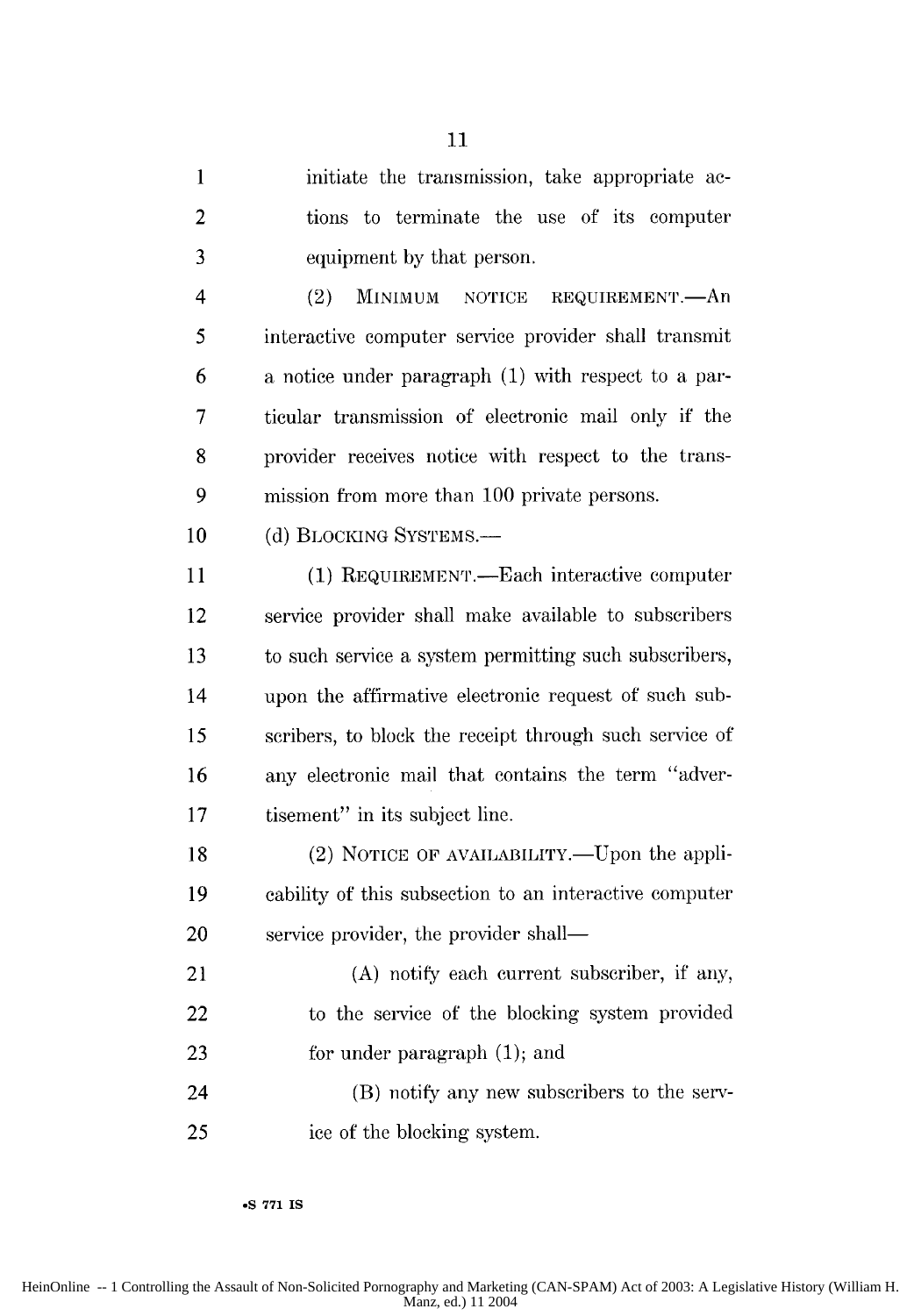initiate the transmission, take appropriate actions to terminate the use of its computer equipment by that person.

(2) MINIMUM NOTICE REQUIREMENT.—An interactive computer service provider shall transmit a notice under paragraph (1) with respect to a particular transmission of electronic mail only if the provider receives notice with respect to the transmission from more than 100 private persons.

(d) BLOCKING SYSTEMS.—

(1) REQUIREMENT.—Each interactive computer service provider shall make available to subscribers to such service a system permitting such subscribers, upon the affirmative electronic request of such subscribers, to block the receipt through such service of any electronic mail that contains the term "advertisement" in its subject line.

(2) NOTICE OF AVAILABILITY.—Upon the applicability of this subsection to an interactive computer service provider, the provider shall—

(A) notify each current subscriber, if any, to the service of the blocking system provided for under paragraph (1); and

(B) notify any new subscribers to the service of the blocking system.

•S 771 IS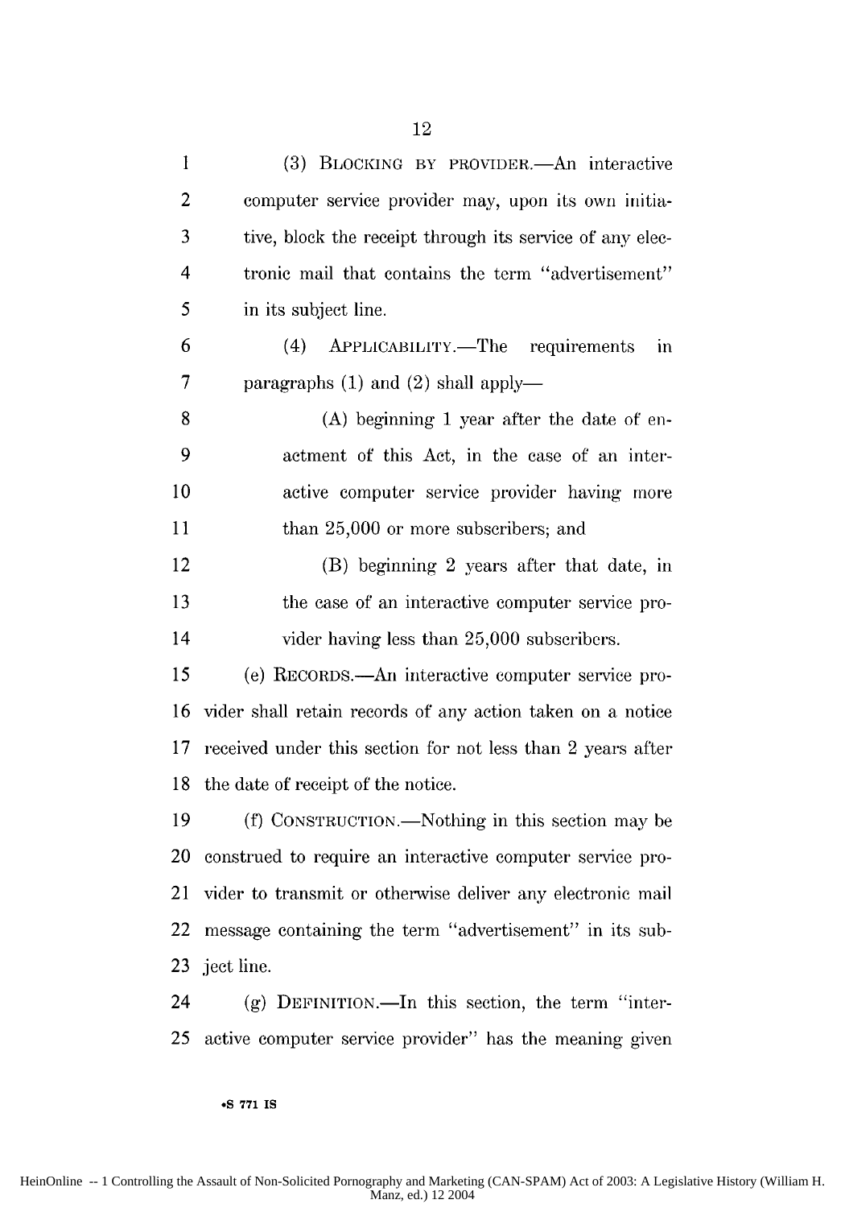(3) BLOCKING BY PROVIDER.—An interactive computer service provider may, upon its own initiative, block the receipt through its service of any electronic mail that contains the term "advertisement" in its subject line.

(4) APPLICABILITY.—The requirements in paragraphs (1) and (2) shall apply—

(A) beginning 1 year after the date of enactment of this Act, in the case of an interactive computer service provider having more than 25,000 or more subscribers; and

(B) beginning 2 years after that date, in the case of an interactive computer service provider having less than 25,000 subscribers.

(e) RECORDS.—An interactive computer service provider shall retain records of any action taken on a notice received under this section for not less than 2 years after the date of receipt of the notice.

(f) CONSTRUCTION.—Nothing in this section may be construed to require an interactive computer service provider to transmit or otherwise deliver any electronic mail message containing the term "advertisement" in its subject line.

(g) DEFINITION.—In this section, the term "interactive computer service provider" has the meaning given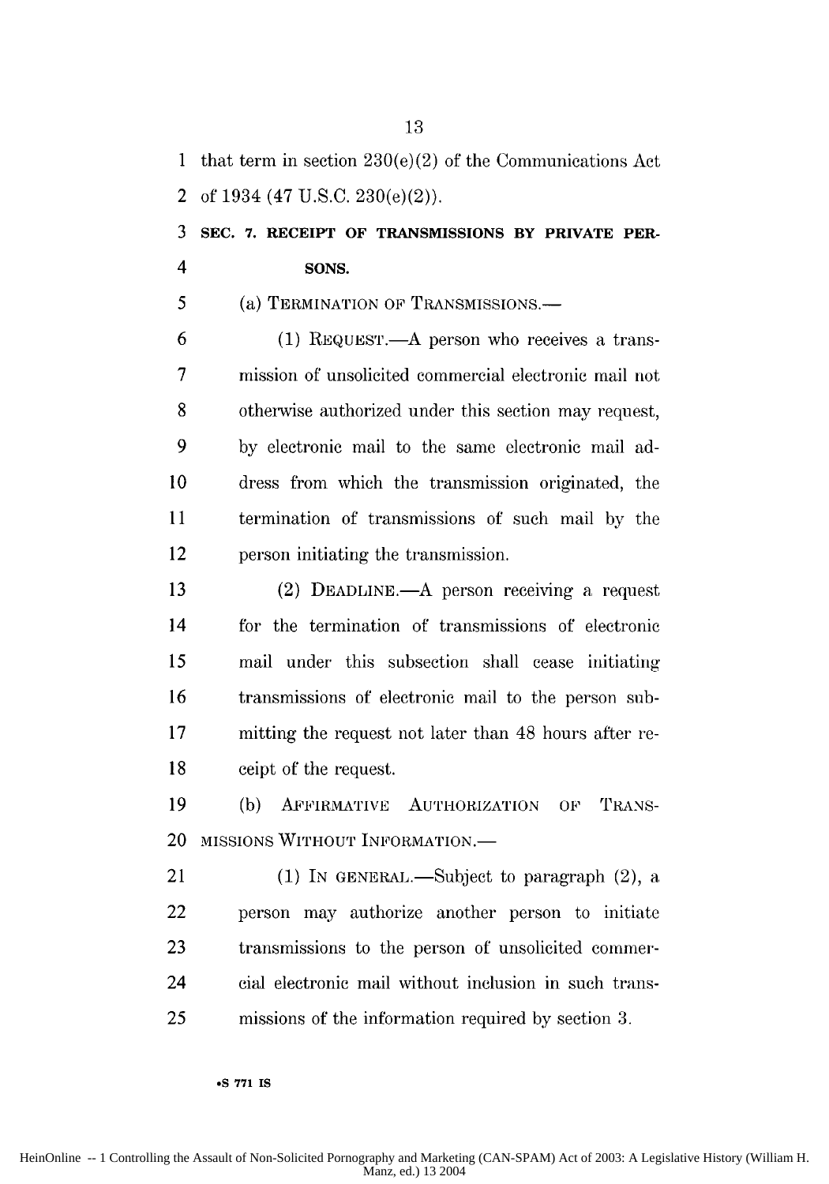that term in section 230(e)(2) of the Communications Act of 1934 (47 U.S.C. 230(e)(2)).

### SEC. 7. RECEIPT OF TRANSMISSIONS BY PRIVATE PERSONS.

(a) TERMINATION OF TRANSMISSIONS.—

(1) REQUEST.—A person who receives a transmission of unsolicited commercial electronic mail not otherwise authorized under this section may request, by electronic mail to the same electronic mail address from which the transmission originated, the termination of transmissions of such mail by the person initiating the transmission.

(2) DEADLINE.—A person receiving a request for the termination of transmissions of electronic mail under this subsection shall cease initiating transmissions of electronic mail to the person submitting the request not later than 48 hours after receipt of the request.

(b) AFFIRMATIVE AUTHORIZATION OF TRANSMISSIONS WITHOUT INFORMATION.—

(1) IN GENERAL.—Subject to paragraph (2), a person may authorize another person to initiate transmissions to the person of unsolicited commercial electronic mail without inclusion in such transmissions of the information required by section 3.

•S 771 IS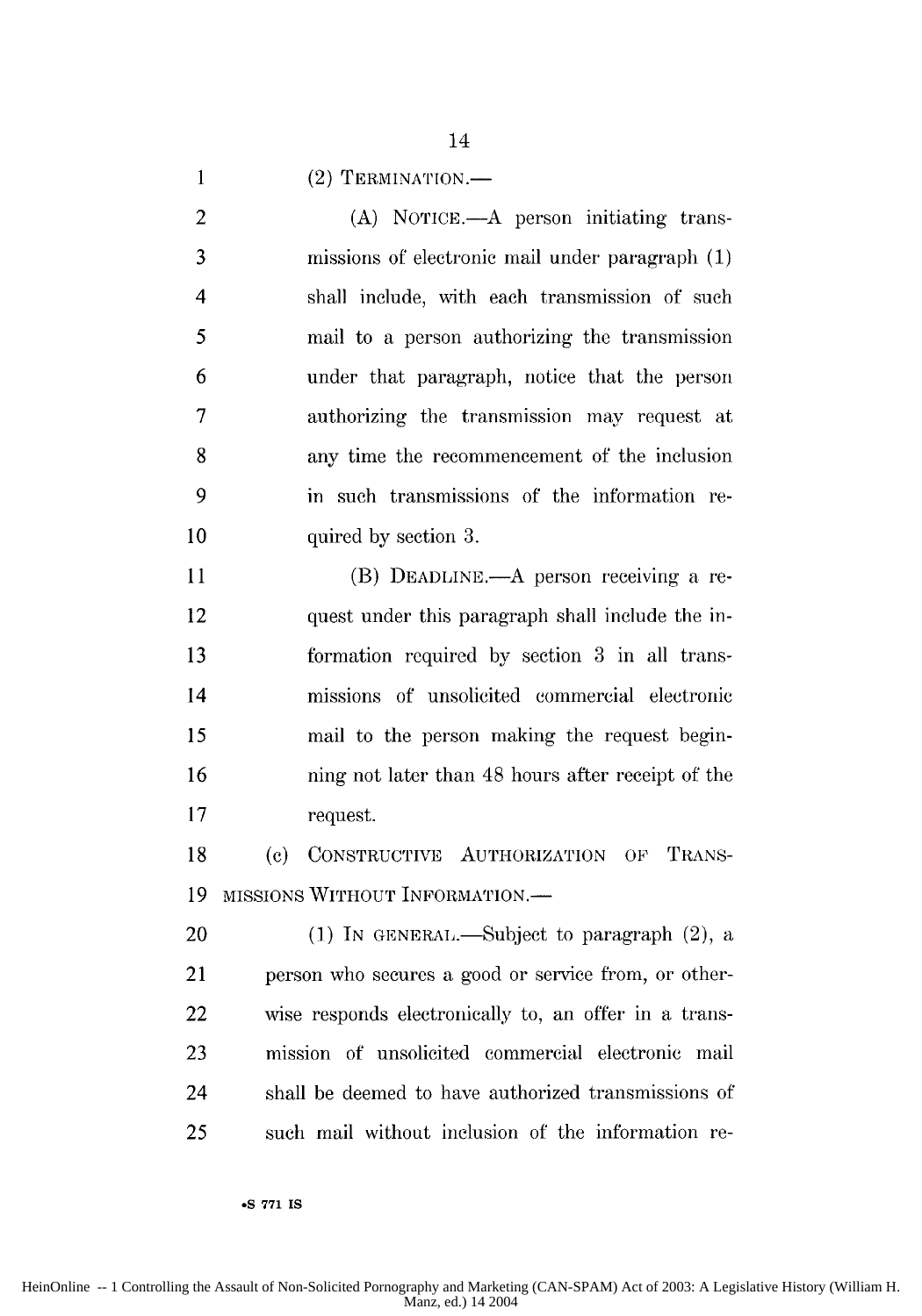(2) TERMINATION.—

(A) NOTICE.—A person initiating transmissions of electronic mail under paragraph (1) shall include, with each transmission of such mail to a person authorizing the transmission under that paragraph, notice that the person authorizing the transmission may request at any time the recommencement of the inclusion in such transmissions of the information required by section 3.

(B) DEADLINE.—A person receiving a request under this paragraph shall include the information required by section 3 in all transmissions of unsolicited commercial electronic mail to the person making the request beginning not later than 48 hours after receipt of the request.

(c) CONSTRUCTIVE AUTHORIZATION OF TRANSMISSIONS WITHOUT INFORMATION.—

(1) IN GENERAL.—Subject to paragraph (2), a person who secures a good or service from, or otherwise responds electronically to, an offer in a transmission of unsolicited commercial electronic mail shall be deemed to have authorized transmissions of such mail without inclusion of the information re-

•S 771 IS

HeinOnline -- 1 Controlling the Assault of Non-Solicited Pornography and Marketing (CAN-SPAM) Act of 2003: A Legislative History (William H. Manz, ed.) 14 2004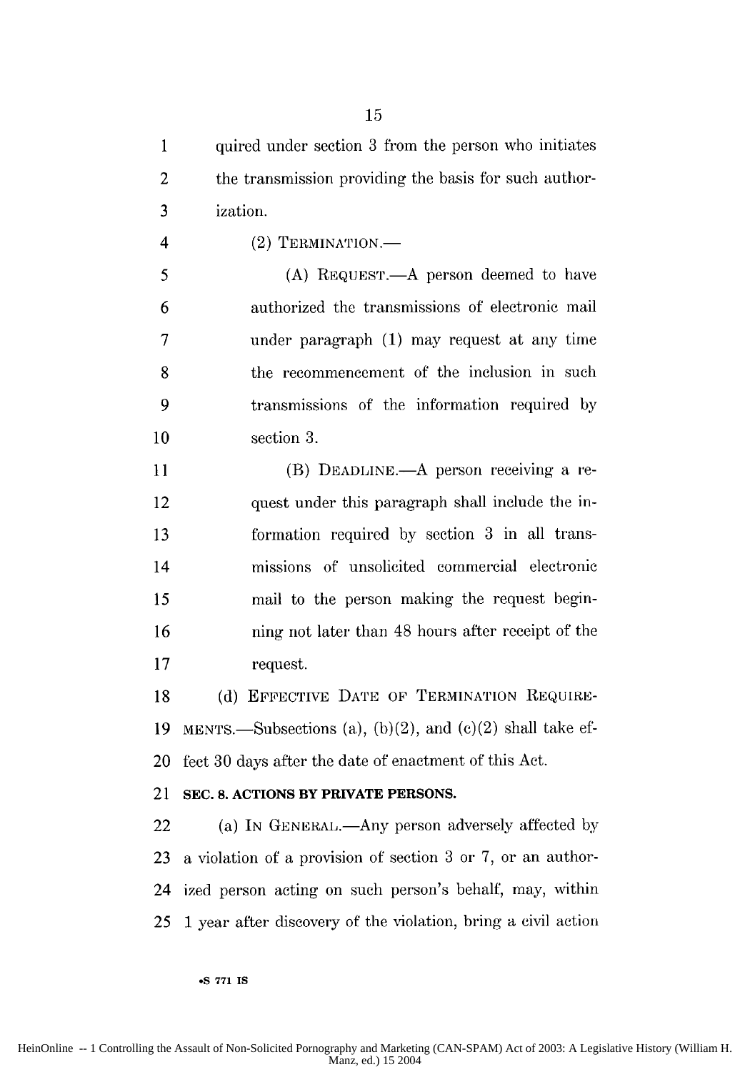quired under section 3 from the person who initiates the transmission providing the basis for such authorization.

(2) TERMINATION.—

(A) REQUEST.—A person deemed to have authorized the transmissions of electronic mail under paragraph (1) may request at any time the recommencement of the inclusion in such transmissions of the information required by section 3.

(B) DEADLINE.—A person receiving a request under this paragraph shall include the information required by section 3 in all transmissions of unsolicited commercial electronic mail to the person making the request beginning not later than 48 hours after receipt of the request.

(d) EFFECTIVE DATE OF TERMINATION REQUIREMENTS.—Subsections (a), (b)(2), and (c)(2) shall take effect 30 days after the date of enactment of this Act.

**SEC. 8. ACTIONS BY PRIVATE PERSONS.**

(a) IN GENERAL.—Any person adversely affected by a violation of a provision of section 3 or 7, or an authorized person acting on such person's behalf, may, within 1 year after discovery of the violation, bring a civil action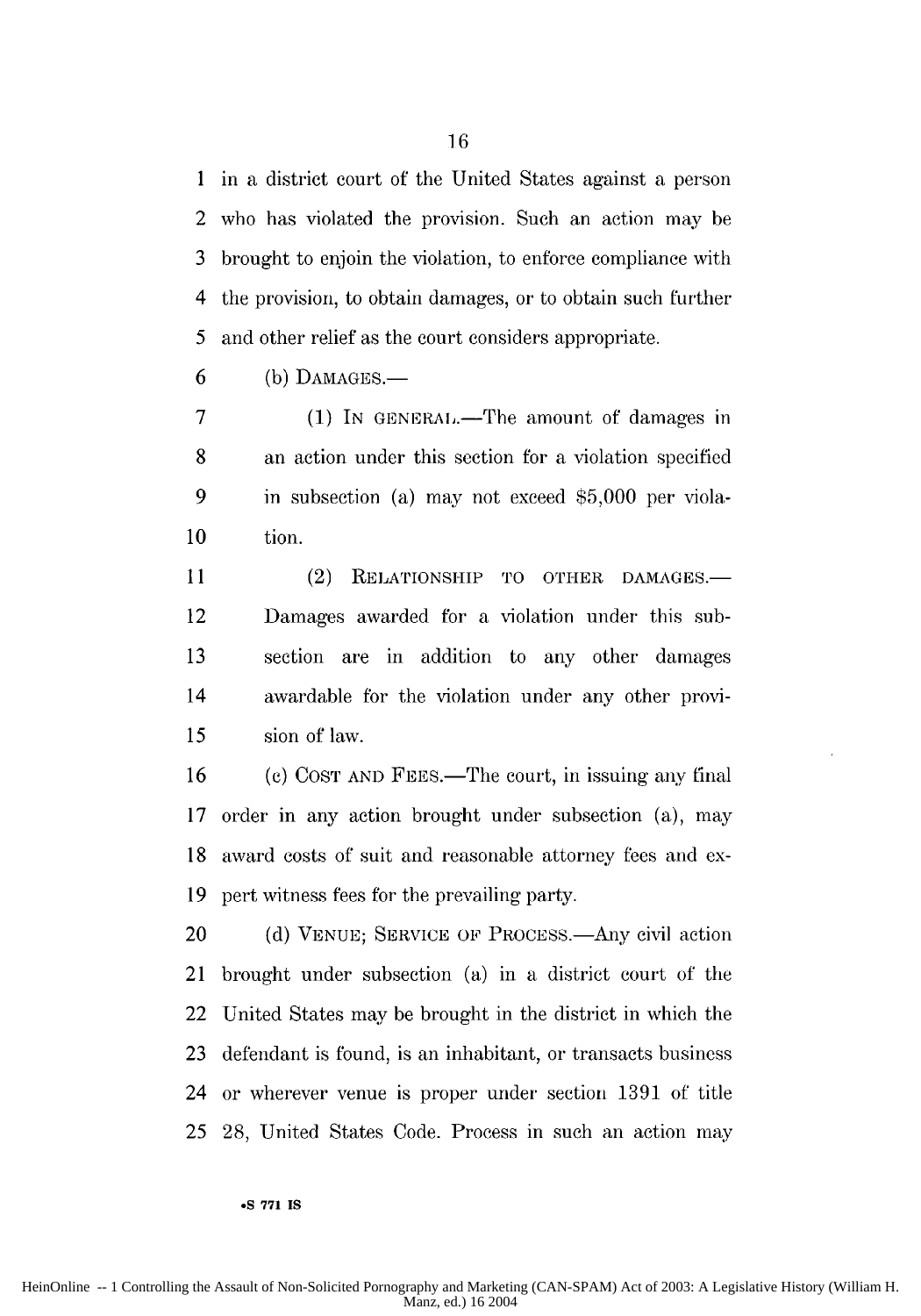in a district court of the United States against a person who has violated the provision. Such an action may be brought to enjoin the violation, to enforce compliance with the provision, to obtain damages, or to obtain such further and other relief as the court considers appropriate.

(b) DAMAGES.—

(1) IN GENERAL.—The amount of damages in an action under this section for a violation specified in subsection (a) may not exceed $5,000 per violation.

(2) RELATIONSHIP TO OTHER DAMAGES.—Damages awarded for a violation under this subsection are in addition to any other damages awardable for the violation under any other provision of law.

(c) COST AND FEES.—The court, in issuing any final order in any action brought under subsection (a), may award costs of suit and reasonable attorney fees and expert witness fees for the prevailing party.

(d) VENUE; SERVICE OF PROCESS.—Any civil action brought under subsection (a) in a district court of the United States may be brought in the district in which the defendant is found, is an inhabitant, or transacts business or wherever venue is proper under section 1391 of title 28, United States Code. Process in such an action may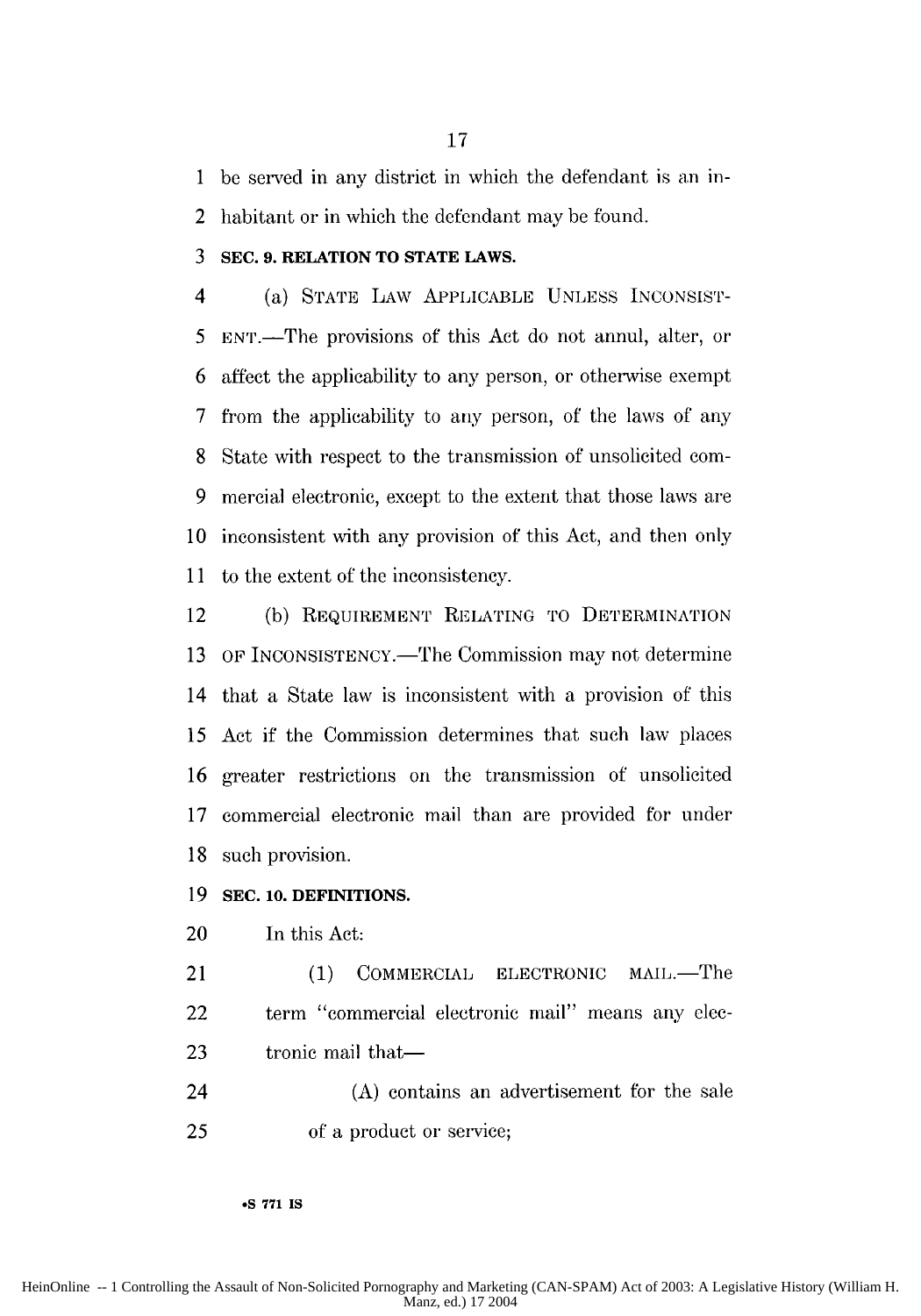be served in any district in which the defendant is an inhabitant or in which the defendant may be found.

### SEC. 9. RELATION TO STATE LAWS.

(a) STATE LAW APPLICABLE UNLESS INCONSISTENT.—The provisions of this Act do not annul, alter, or affect the applicability to any person, or otherwise exempt from the applicability to any person, of the laws of any State with respect to the transmission of unsolicited commercial electronic, except to the extent that those laws are inconsistent with any provision of this Act, and then only to the extent of the inconsistency.

(b) REQUIREMENT RELATING TO DETERMINATION OF INCONSISTENCY.—The Commission may not determine that a State law is inconsistent with a provision of this Act if the Commission determines that such law places greater restrictions on the transmission of unsolicited commercial electronic mail than are provided for under such provision.

### SEC. 10. DEFINITIONS.

In this Act:

(1) COMMERCIAL ELECTRONIC MAIL.—The term "commercial electronic mail" means any electronic mail that—

(A) contains an advertisement for the sale of a product or service;

•S 771 IS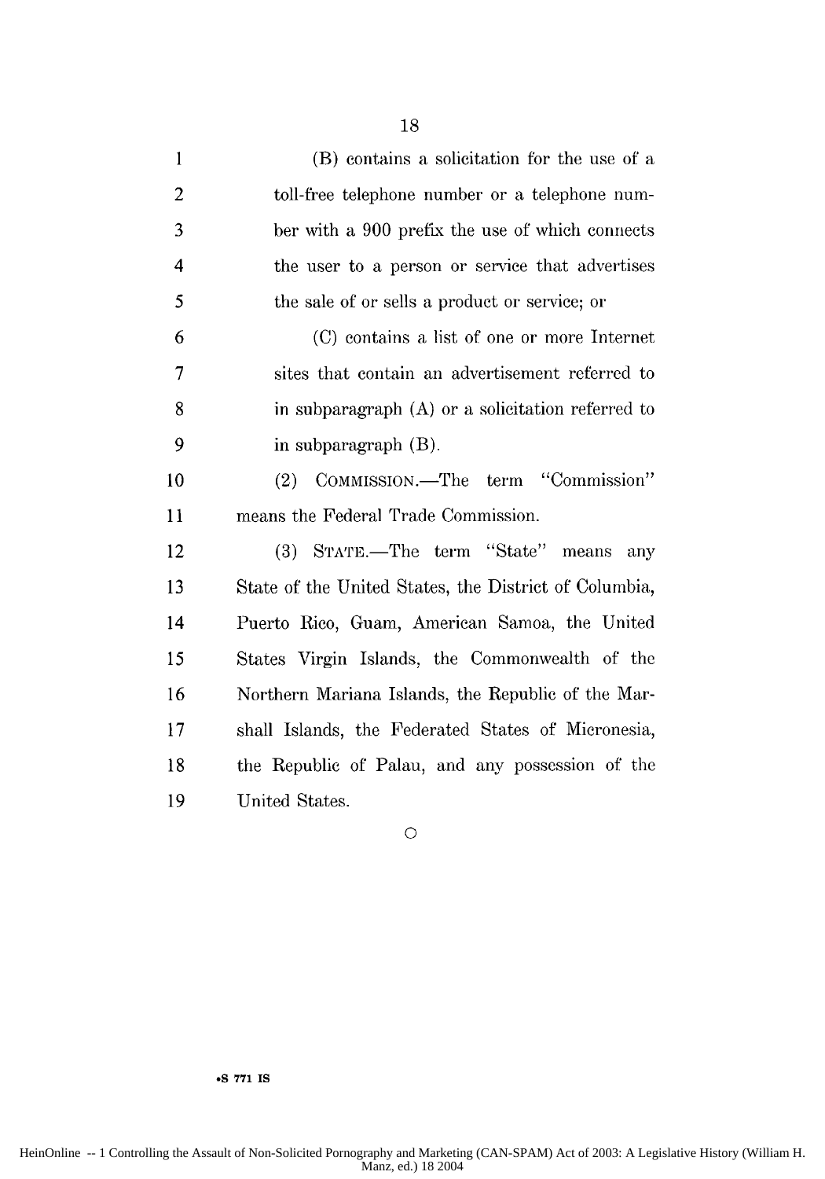(B) contains a solicitation for the use of a toll-free telephone number or a telephone number with a 900 prefix the use of which connects the user to a person or service that advertises the sale of or sells a product or service; or

(C) contains a list of one or more Internet sites that contain an advertisement referred to in subparagraph (A) or a solicitation referred to in subparagraph (B).

(2) COMMISSION.—The term "Commission" means the Federal Trade Commission.

(3) STATE.—The term "State" means any State of the United States, the District of Columbia, Puerto Rico, Guam, American Samoa, the United States Virgin Islands, the Commonwealth of the Northern Mariana Islands, the Republic of the Marshall Islands, the Federated States of Micronesia, the Republic of Palau, and any possession of the United States.

○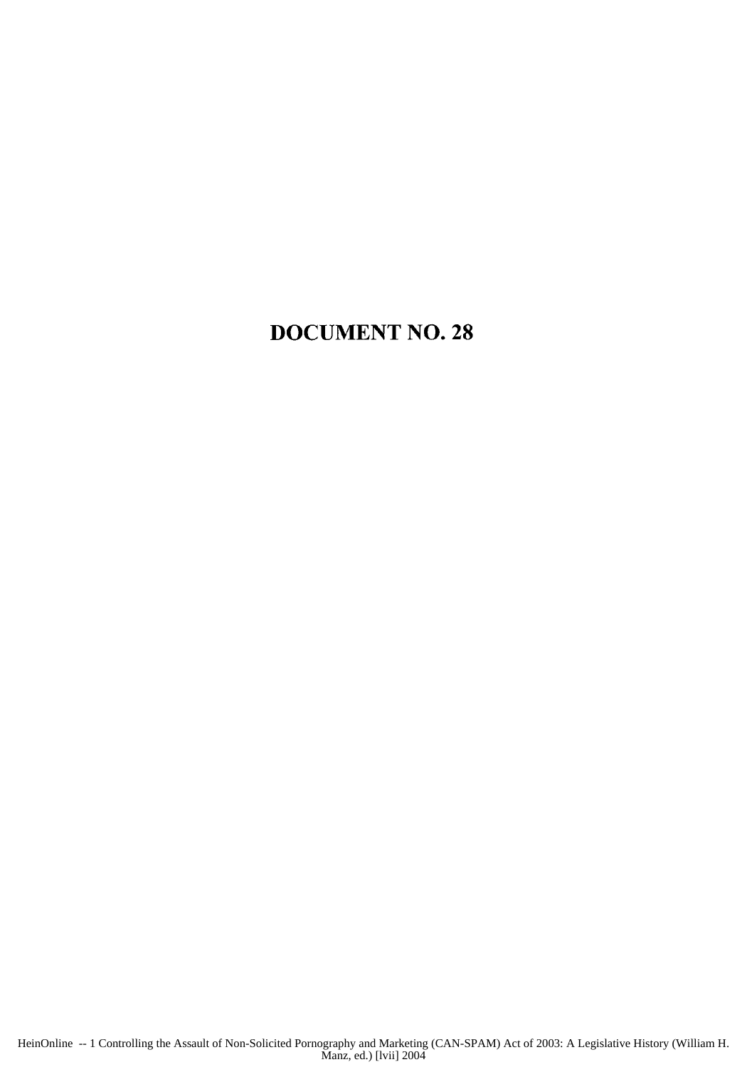# DOCUMENT NO. 28